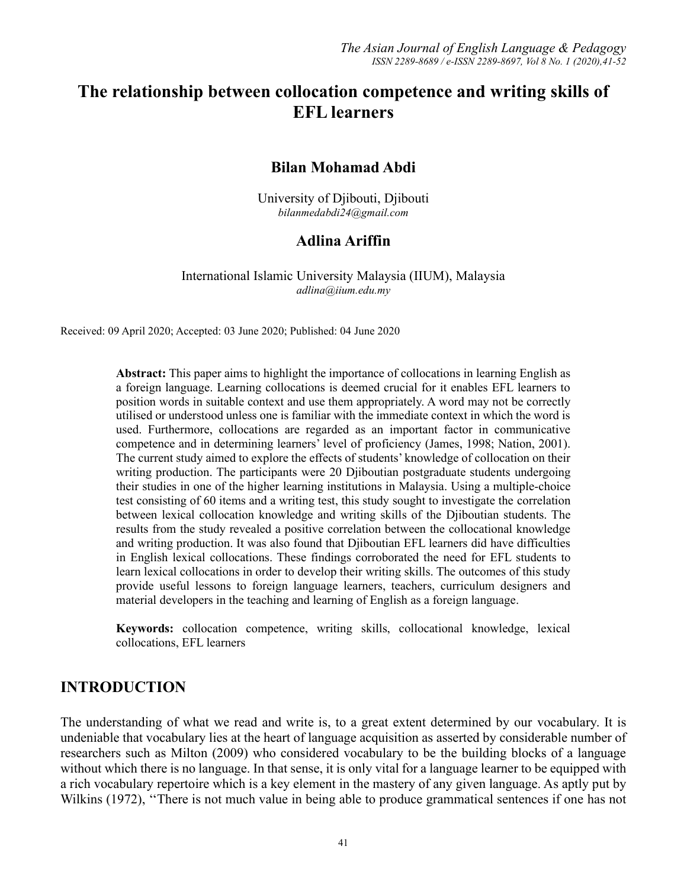# The relationship between collocation competence and writing skills of EFL learners

**Bilan Mohamad Abdi**

University of Djibouti, Djibouti
*bilanmedabdi24@gmail.com*

**Adlina Ariffin**

International Islamic University Malaysia (IIUM), Malaysia
*adlina@iium.edu.my*

Received: 09 April 2020; Accepted: 03 June 2020; Published: 04 June 2020

**Abstract:** This paper aims to highlight the importance of collocations in learning English as a foreign language. Learning collocations is deemed crucial for it enables EFL learners to position words in suitable context and use them appropriately. A word may not be correctly utilised or understood unless one is familiar with the immediate context in which the word is used. Furthermore, collocations are regarded as an important factor in communicative competence and in determining learners' level of proficiency (James, 1998; Nation, 2001). The current study aimed to explore the effects of students' knowledge of collocation on their writing production. The participants were 20 Djiboutian postgraduate students undergoing their studies in one of the higher learning institutions in Malaysia. Using a multiple-choice test consisting of 60 items and a writing test, this study sought to investigate the correlation between lexical collocation knowledge and writing skills of the Djiboutian students. The results from the study revealed a positive correlation between the collocational knowledge and writing production. It was also found that Djiboutian EFL learners did have difficulties in English lexical collocations. These findings corroborated the need for EFL students to learn lexical collocations in order to develop their writing skills. The outcomes of this study provide useful lessons to foreign language learners, teachers, curriculum designers and material developers in the teaching and learning of English as a foreign language.

**Keywords:** collocation competence, writing skills, collocational knowledge, lexical collocations, EFL learners

## INTRODUCTION

The understanding of what we read and write is, to a great extent determined by our vocabulary. It is undeniable that vocabulary lies at the heart of language acquisition as asserted by considerable number of researchers such as Milton (2009) who considered vocabulary to be the building blocks of a language without which there is no language. In that sense, it is only vital for a language learner to be equipped with a rich vocabulary repertoire which is a key element in the mastery of any given language. As aptly put by Wilkins (1972), ''There is not much value in being able to produce grammatical sentences if one has not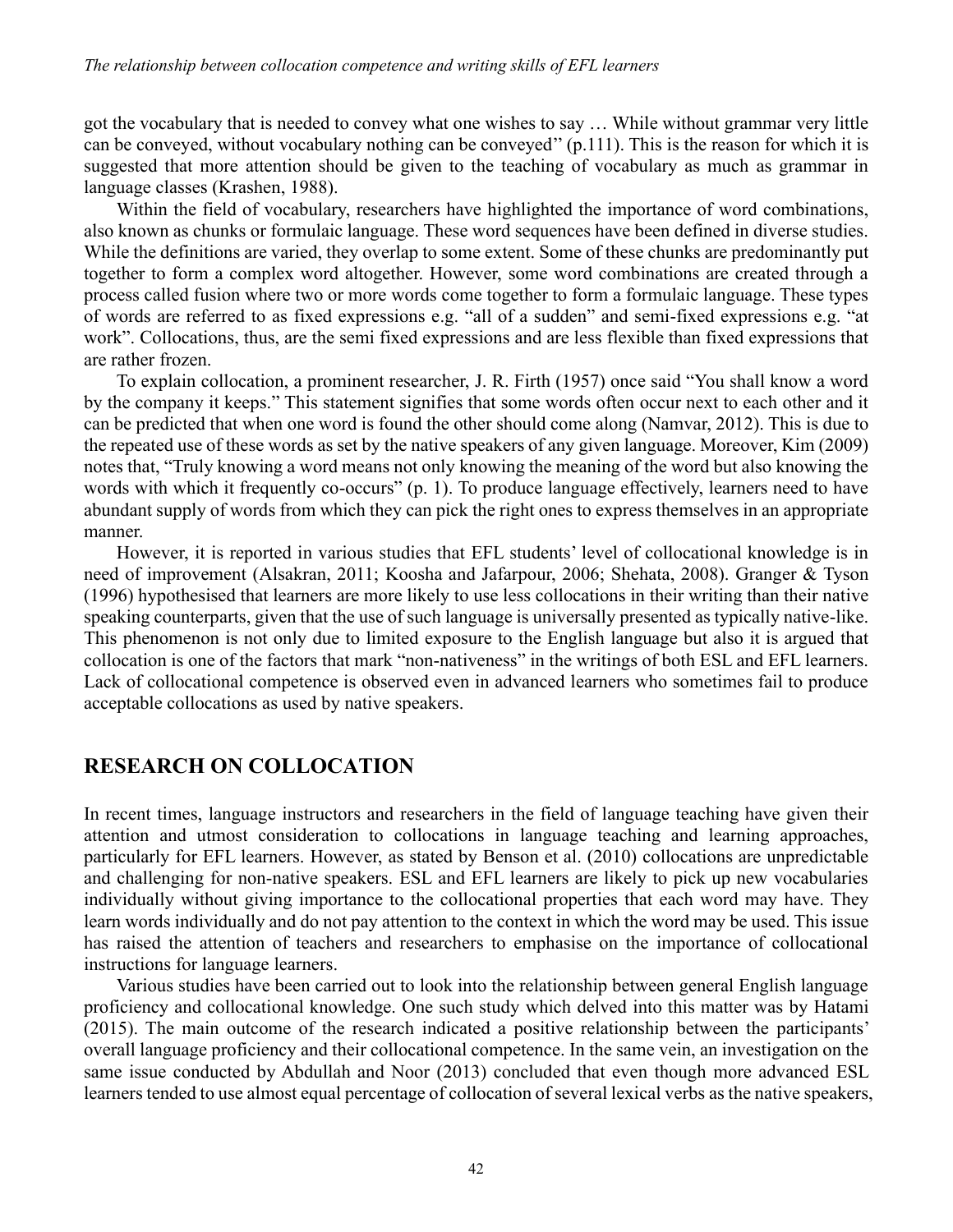got the vocabulary that is needed to convey what one wishes to say … While without grammar very little can be conveyed, without vocabulary nothing can be conveyed'' (p.111). This is the reason for which it is suggested that more attention should be given to the teaching of vocabulary as much as grammar in language classes (Krashen, 1988).

Within the field of vocabulary, researchers have highlighted the importance of word combinations, also known as chunks or formulaic language. These word sequences have been defined in diverse studies. While the definitions are varied, they overlap to some extent. Some of these chunks are predominantly put together to form a complex word altogether. However, some word combinations are created through a process called fusion where two or more words come together to form a formulaic language. These types of words are referred to as fixed expressions e.g. "all of a sudden" and semi-fixed expressions e.g. "at work". Collocations, thus, are the semi fixed expressions and are less flexible than fixed expressions that are rather frozen.

To explain collocation, a prominent researcher, J. R. Firth (1957) once said "You shall know a word by the company it keeps." This statement signifies that some words often occur next to each other and it can be predicted that when one word is found the other should come along (Namvar, 2012). This is due to the repeated use of these words as set by the native speakers of any given language. Moreover, Kim (2009) notes that, "Truly knowing a word means not only knowing the meaning of the word but also knowing the words with which it frequently co-occurs" (p. 1). To produce language effectively, learners need to have abundant supply of words from which they can pick the right ones to express themselves in an appropriate manner.

However, it is reported in various studies that EFL students' level of collocational knowledge is in need of improvement (Alsakran, 2011; Koosha and Jafarpour, 2006; Shehata, 2008). Granger & Tyson (1996) hypothesised that learners are more likely to use less collocations in their writing than their native speaking counterparts, given that the use of such language is universally presented as typically native-like. This phenomenon is not only due to limited exposure to the English language but also it is argued that collocation is one of the factors that mark "non-nativeness" in the writings of both ESL and EFL learners. Lack of collocational competence is observed even in advanced learners who sometimes fail to produce acceptable collocations as used by native speakers.

## RESEARCH ON COLLOCATION

In recent times, language instructors and researchers in the field of language teaching have given their attention and utmost consideration to collocations in language teaching and learning approaches, particularly for EFL learners. However, as stated by Benson et al. (2010) collocations are unpredictable and challenging for non-native speakers. ESL and EFL learners are likely to pick up new vocabularies individually without giving importance to the collocational properties that each word may have. They learn words individually and do not pay attention to the context in which the word may be used. This issue has raised the attention of teachers and researchers to emphasise on the importance of collocational instructions for language learners.

Various studies have been carried out to look into the relationship between general English language proficiency and collocational knowledge. One such study which delved into this matter was by Hatami (2015). The main outcome of the research indicated a positive relationship between the participants' overall language proficiency and their collocational competence. In the same vein, an investigation on the same issue conducted by Abdullah and Noor (2013) concluded that even though more advanced ESL learners tended to use almost equal percentage of collocation of several lexical verbs as the native speakers,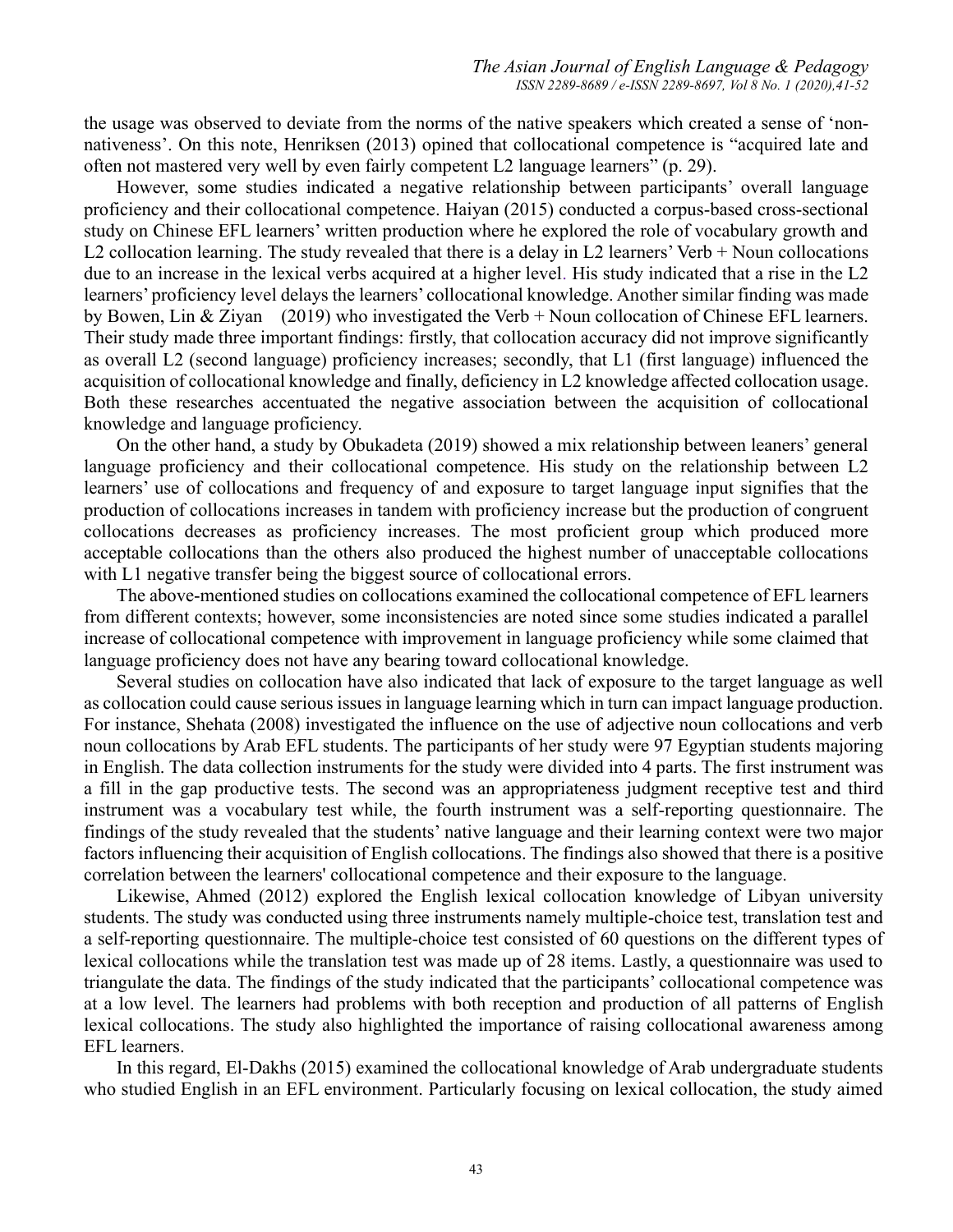the usage was observed to deviate from the norms of the native speakers which created a sense of 'non-nativeness'. On this note, Henriksen (2013) opined that collocational competence is "acquired late and often not mastered very well by even fairly competent L2 language learners" (p. 29).

However, some studies indicated a negative relationship between participants' overall language proficiency and their collocational competence. Haiyan (2015) conducted a corpus-based cross-sectional study on Chinese EFL learners' written production where he explored the role of vocabulary growth and L2 collocation learning. The study revealed that there is a delay in L2 learners' Verb + Noun collocations due to an increase in the lexical verbs acquired at a higher level. His study indicated that a rise in the L2 learners' proficiency level delays the learners' collocational knowledge. Another similar finding was made by Bowen, Lin & Ziyan (2019) who investigated the Verb + Noun collocation of Chinese EFL learners. Their study made three important findings: firstly, that collocation accuracy did not improve significantly as overall L2 (second language) proficiency increases; secondly, that L1 (first language) influenced the acquisition of collocational knowledge and finally, deficiency in L2 knowledge affected collocation usage. Both these researches accentuated the negative association between the acquisition of collocational knowledge and language proficiency.

On the other hand, a study by Obukadeta (2019) showed a mix relationship between leaners' general language proficiency and their collocational competence. His study on the relationship between L2 learners' use of collocations and frequency of and exposure to target language input signifies that the production of collocations increases in tandem with proficiency increase but the production of congruent collocations decreases as proficiency increases. The most proficient group which produced more acceptable collocations than the others also produced the highest number of unacceptable collocations with L1 negative transfer being the biggest source of collocational errors.

The above-mentioned studies on collocations examined the collocational competence of EFL learners from different contexts; however, some inconsistencies are noted since some studies indicated a parallel increase of collocational competence with improvement in language proficiency while some claimed that language proficiency does not have any bearing toward collocational knowledge.

Several studies on collocation have also indicated that lack of exposure to the target language as well as collocation could cause serious issues in language learning which in turn can impact language production. For instance, Shehata (2008) investigated the influence on the use of adjective noun collocations and verb noun collocations by Arab EFL students. The participants of her study were 97 Egyptian students majoring in English. The data collection instruments for the study were divided into 4 parts. The first instrument was a fill in the gap productive tests. The second was an appropriateness judgment receptive test and third instrument was a vocabulary test while, the fourth instrument was a self-reporting questionnaire. The findings of the study revealed that the students' native language and their learning context were two major factors influencing their acquisition of English collocations. The findings also showed that there is a positive correlation between the learners' collocational competence and their exposure to the language.

Likewise, Ahmed (2012) explored the English lexical collocation knowledge of Libyan university students. The study was conducted using three instruments namely multiple-choice test, translation test and a self-reporting questionnaire. The multiple-choice test consisted of 60 questions on the different types of lexical collocations while the translation test was made up of 28 items. Lastly, a questionnaire was used to triangulate the data. The findings of the study indicated that the participants' collocational competence was at a low level. The learners had problems with both reception and production of all patterns of English lexical collocations. The study also highlighted the importance of raising collocational awareness among EFL learners.

In this regard, El-Dakhs (2015) examined the collocational knowledge of Arab undergraduate students who studied English in an EFL environment. Particularly focusing on lexical collocation, the study aimed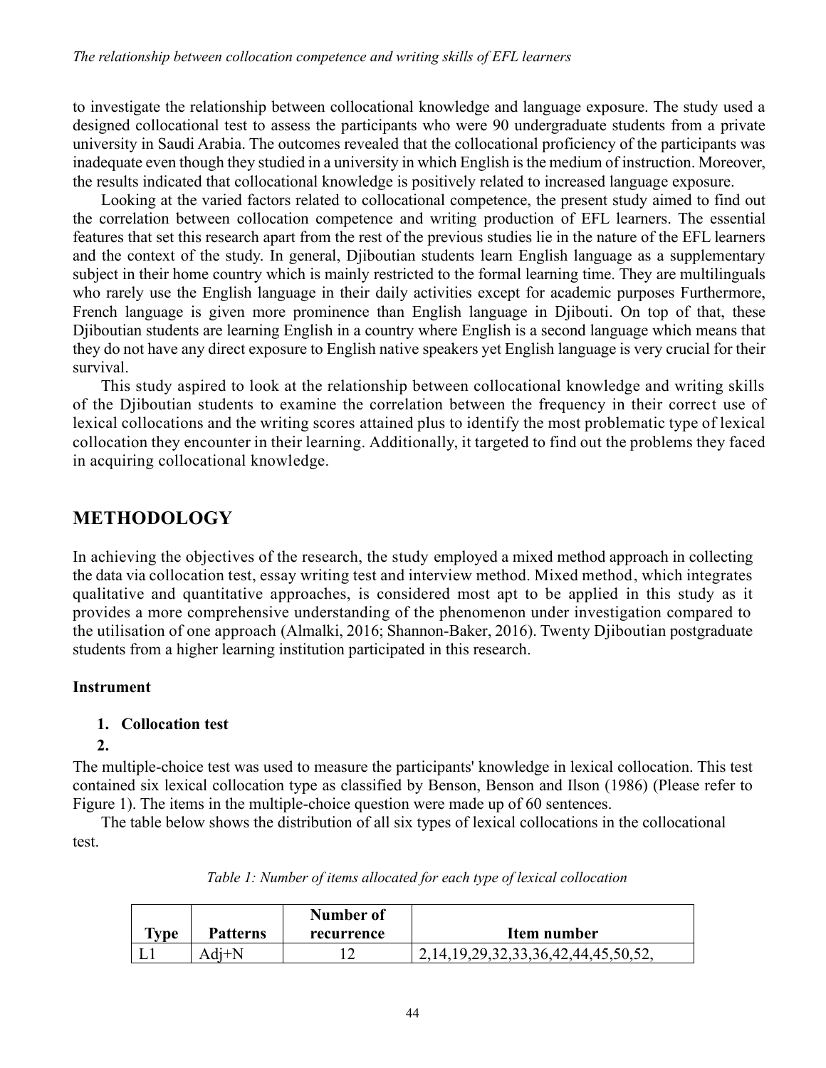to investigate the relationship between collocational knowledge and language exposure. The study used a designed collocational test to assess the participants who were 90 undergraduate students from a private university in Saudi Arabia. The outcomes revealed that the collocational proficiency of the participants was inadequate even though they studied in a university in which English is the medium of instruction. Moreover, the results indicated that collocational knowledge is positively related to increased language exposure.

Looking at the varied factors related to collocational competence, the present study aimed to find out the correlation between collocation competence and writing production of EFL learners. The essential features that set this research apart from the rest of the previous studies lie in the nature of the EFL learners and the context of the study. In general, Djiboutian students learn English language as a supplementary subject in their home country which is mainly restricted to the formal learning time. They are multilinguals who rarely use the English language in their daily activities except for academic purposes Furthermore, French language is given more prominence than English language in Djibouti. On top of that, these Djiboutian students are learning English in a country where English is a second language which means that they do not have any direct exposure to English native speakers yet English language is very crucial for their survival.

This study aspired to look at the relationship between collocational knowledge and writing skills of the Djiboutian students to examine the correlation between the frequency in their correct use of lexical collocations and the writing scores attained plus to identify the most problematic type of lexical collocation they encounter in their learning. Additionally, it targeted to find out the problems they faced in acquiring collocational knowledge.

## METHODOLOGY

In achieving the objectives of the research, the study employed a mixed method approach in collecting the data via collocation test, essay writing test and interview method. Mixed method, which integrates qualitative and quantitative approaches, is considered most apt to be applied in this study as it provides a more comprehensive understanding of the phenomenon under investigation compared to the utilisation of one approach (Almalki, 2016; Shannon-Baker, 2016). Twenty Djiboutian postgraduate students from a higher learning institution participated in this research.

### Instrument

1. **Collocation test**
2. 

The multiple-choice test was used to measure the participants' knowledge in lexical collocation. This test contained six lexical collocation type as classified by Benson, Benson and Ilson (1986) (Please refer to Figure 1). The items in the multiple-choice question were made up of 60 sentences.

The table below shows the distribution of all six types of lexical collocations in the collocational test.

*Table 1: Number of items allocated for each type of lexical collocation*

| Type | Patterns | Number of recurrence | Item number |
|---|---|---|---|
| L1 | Adj+N | 12 | 2,14,19,29,32,33,36,42,44,45,50,52, |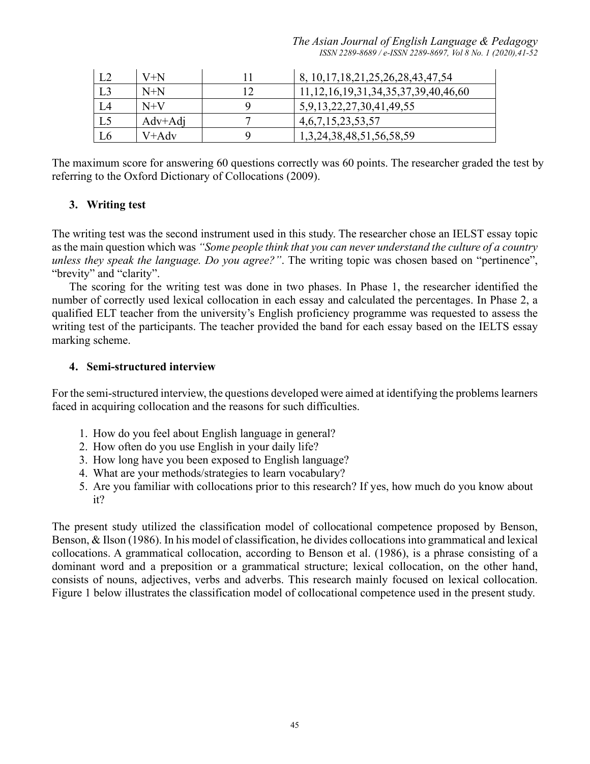| L2 | V+N | 11 | 8, 10,17,18,21,25,26,28,43,47,54 |
|---|---|---|---|
| L3 | N+N | 12 | 11,12,16,19,31,34,35,37,39,40,46,60 |
| L4 | N+V | 9 | 5,9,13,22,27,30,41,49,55 |
| L5 | Adv+Adj | 7 | 4,6,7,15,23,53,57 |
| L6 | V+Adv | 9 | 1,3,24,38,48,51,56,58,59 |

The maximum score for answering 60 questions correctly was 60 points. The researcher graded the test by referring to the Oxford Dictionary of Collocations (2009).

### 3. Writing test

The writing test was the second instrument used in this study. The researcher chose an IELST essay topic as the main question which was *"Some people think that you can never understand the culture of a country unless they speak the language. Do you agree?"*. The writing topic was chosen based on "pertinence", "brevity" and "clarity".

The scoring for the writing test was done in two phases. In Phase 1, the researcher identified the number of correctly used lexical collocation in each essay and calculated the percentages. In Phase 2, a qualified ELT teacher from the university's English proficiency programme was requested to assess the writing test of the participants. The teacher provided the band for each essay based on the IELTS essay marking scheme.

### 4. Semi-structured interview

For the semi-structured interview, the questions developed were aimed at identifying the problems learners faced in acquiring collocation and the reasons for such difficulties.

1. How do you feel about English language in general?
2. How often do you use English in your daily life?
3. How long have you been exposed to English language?
4. What are your methods/strategies to learn vocabulary?
5. Are you familiar with collocations prior to this research? If yes, how much do you know about it?

The present study utilized the classification model of collocational competence proposed by Benson, Benson, & Ilson (1986). In his model of classification, he divides collocations into grammatical and lexical collocations. A grammatical collocation, according to Benson et al. (1986), is a phrase consisting of a dominant word and a preposition or a grammatical structure; lexical collocation, on the other hand, consists of nouns, adjectives, verbs and adverbs. This research mainly focused on lexical collocation. Figure 1 below illustrates the classification model of collocational competence used in the present study.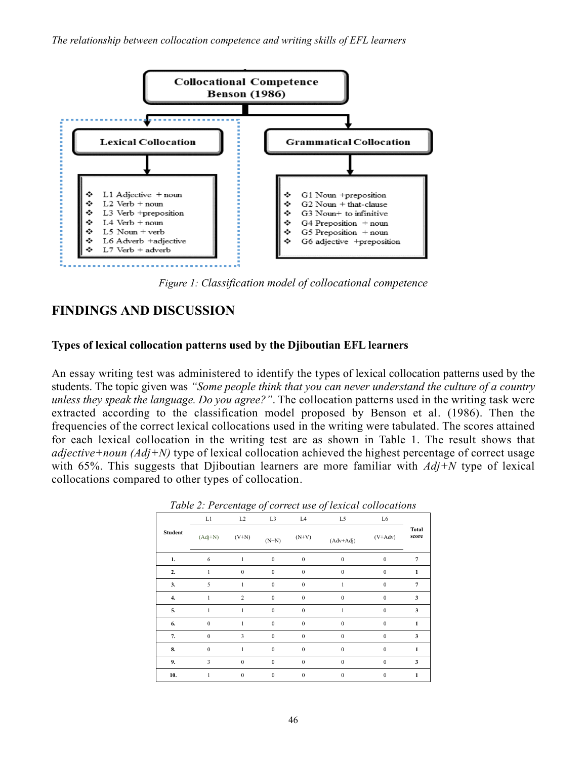Collocational Competence
Benson (1986)

Lexical Collocation

- L1 Adjective + noun
- L2 Verb + noun
- L3 Verb +preposition
- L4 Verb + noun
- L5 Noun + verb
- L6 Adverb +adjective
- L7 Verb + adverb

Grammatical Collocation

- G1 Noun +preposition
- G2 Noun + that-clause
- G3 Noun+ to infinitive
- G4 Preposition + noun
- G5 Preposition + noun
- G6 adjective +preposition

*Figure 1: Classification model of collocational competence*

## FINDINGS AND DISCUSSION

### Types of lexical collocation patterns used by the Djiboutian EFL learners

An essay writing test was administered to identify the types of lexical collocation patterns used by the students. The topic given was *"Some people think that you can never understand the culture of a country unless they speak the language. Do you agree?"*. The collocation patterns used in the writing task were extracted according to the classification model proposed by Benson et al. (1986). Then the frequencies of the correct lexical collocations used in the writing were tabulated. The scores attained for each lexical collocation in the writing test are as shown in Table 1. The result shows that *adjective+noun (Adj+N)* type of lexical collocation achieved the highest percentage of correct usage with 65%. This suggests that Djiboutian learners are more familiar with *Adj+N* type of lexical collocations compared to other types of collocation.

*Table 2: Percentage of correct use of lexical collocations*

| Student | L1 (Adj+N) | L2 (V+N) | L3 (N+N) | L4 (N+V) | L5 (Adv+Adj) | L6 (V+Adv) | Total score |
|---|---|---|---|---|---|---|---|
| **1.** | 6 | 1 | 0 | 0 | 0 | 0 | **7** |
| **2.** | 1 | 0 | 0 | 0 | 0 | 0 | **1** |
| **3.** | 5 | 1 | 0 | 0 | 1 | 0 | **7** |
| **4.** | 1 | 2 | 0 | 0 | 0 | 0 | **3** |
| **5.** | 1 | 1 | 0 | 0 | 1 | 0 | **3** |
| **6.** | 0 | 1 | 0 | 0 | 0 | 0 | **1** |
| **7.** | 0 | 3 | 0 | 0 | 0 | 0 | **3** |
| **8.** | 0 | 1 | 0 | 0 | 0 | 0 | **1** |
| **9.** | 3 | 0 | 0 | 0 | 0 | 0 | **3** |
| **10.** | 1 | 0 | 0 | 0 | 0 | 0 | **1** |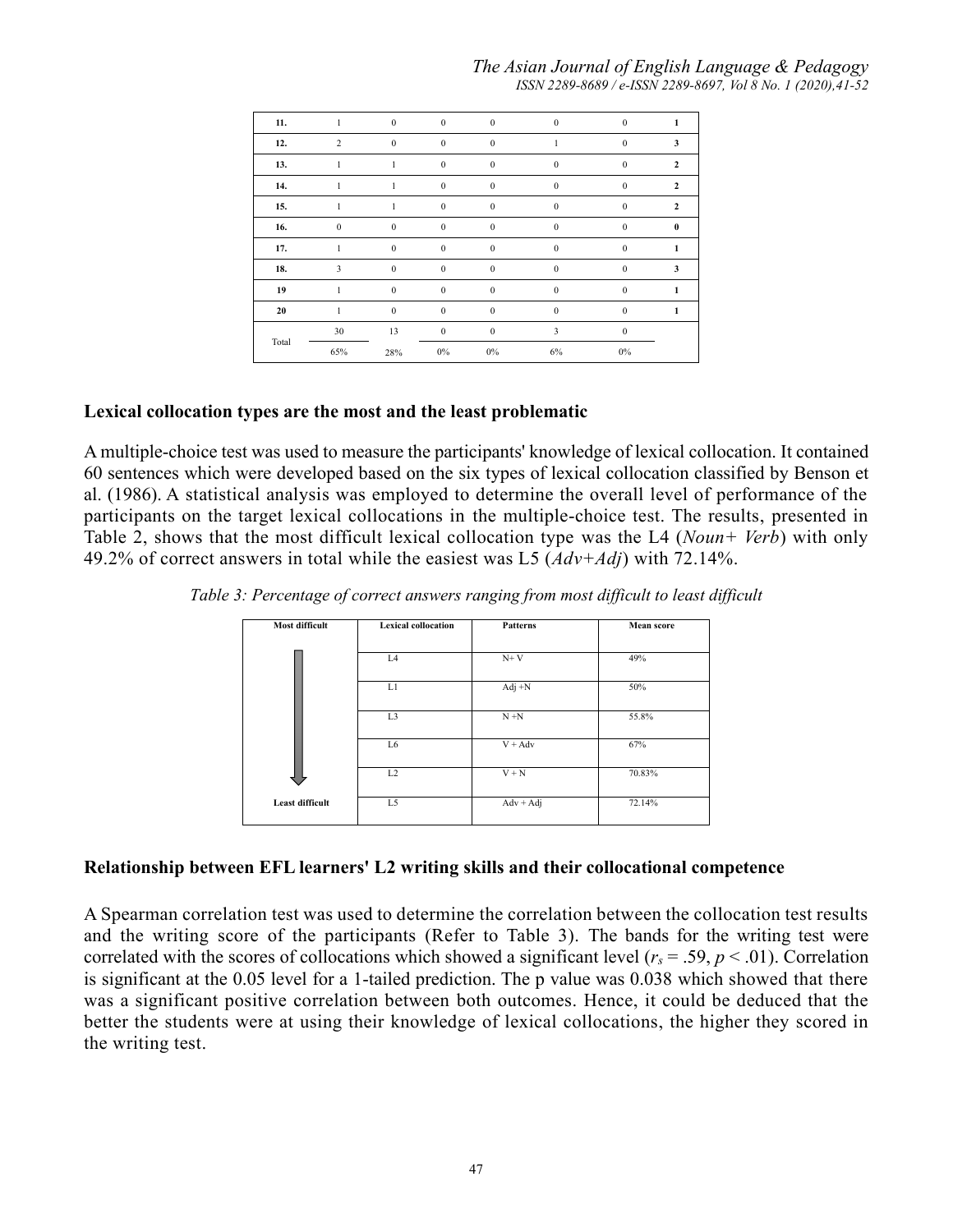| 11. | 1 | 0 | 0 | 0 | 0 | 0 | **1** |
|---|---|---|---|---|---|---|---|
| 12. | 2 | 0 | 0 | 0 | 1 | 0 | **3** |
| 13. | 1 | 1 | 0 | 0 | 0 | 0 | **2** |
| 14. | 1 | 1 | 0 | 0 | 0 | 0 | **2** |
| 15. | 1 | 1 | 0 | 0 | 0 | 0 | **2** |
| 16. | 0 | 0 | 0 | 0 | 0 | 0 | **0** |
| 17. | 1 | 0 | 0 | 0 | 0 | 0 | **1** |
| 18. | 3 | 0 | 0 | 0 | 0 | 0 | **3** |
| 19 | 1 | 0 | 0 | 0 | 0 | 0 | **1** |
| 20 | 1 | 0 | 0 | 0 | 0 | 0 | **1** |
| Total | 30 | 13 | 0 | 0 | 3 | 0 | |
| | 65% | 28% | 0% | 0% | 6% | 0% | |

**Lexical collocation types are the most and the least problematic**

A multiple-choice test was used to measure the participants' knowledge of lexical collocation. It contained 60 sentences which were developed based on the six types of lexical collocation classified by Benson et al. (1986). A statistical analysis was employed to determine the overall level of performance of the participants on the target lexical collocations in the multiple-choice test. The results, presented in Table 2, shows that the most difficult lexical collocation type was the L4 (*Noun+ Verb*) with only 49.2% of correct answers in total while the easiest was L5 (*Adv+Adj*) with 72.14%.

*Table 3: Percentage of correct answers ranging from most difficult to least difficult*

| Most difficult | Lexical collocation | Patterns | Mean score |
|---|---|---|---|
| | L4 | N+ V | 49% |
| | L1 | Adj +N | 50% |
| | L3 | N +N | 55.8% |
| | L6 | V + Adv | 67% |
| | L2 | V + N | 70.83% |
| **Least difficult** | L5 | Adv + Adj | 72.14% |

**Relationship between EFL learners' L2 writing skills and their collocational competence**

A Spearman correlation test was used to determine the correlation between the collocation test results and the writing score of the participants (Refer to Table 3). The bands for the writing test were correlated with the scores of collocations which showed a significant level ($r_s = .59$, $p < .01$). Correlation is significant at the 0.05 level for a 1-tailed prediction. The p value was 0.038 which showed that there was a significant positive correlation between both outcomes. Hence, it could be deduced that the better the students were at using their knowledge of lexical collocations, the higher they scored in the writing test.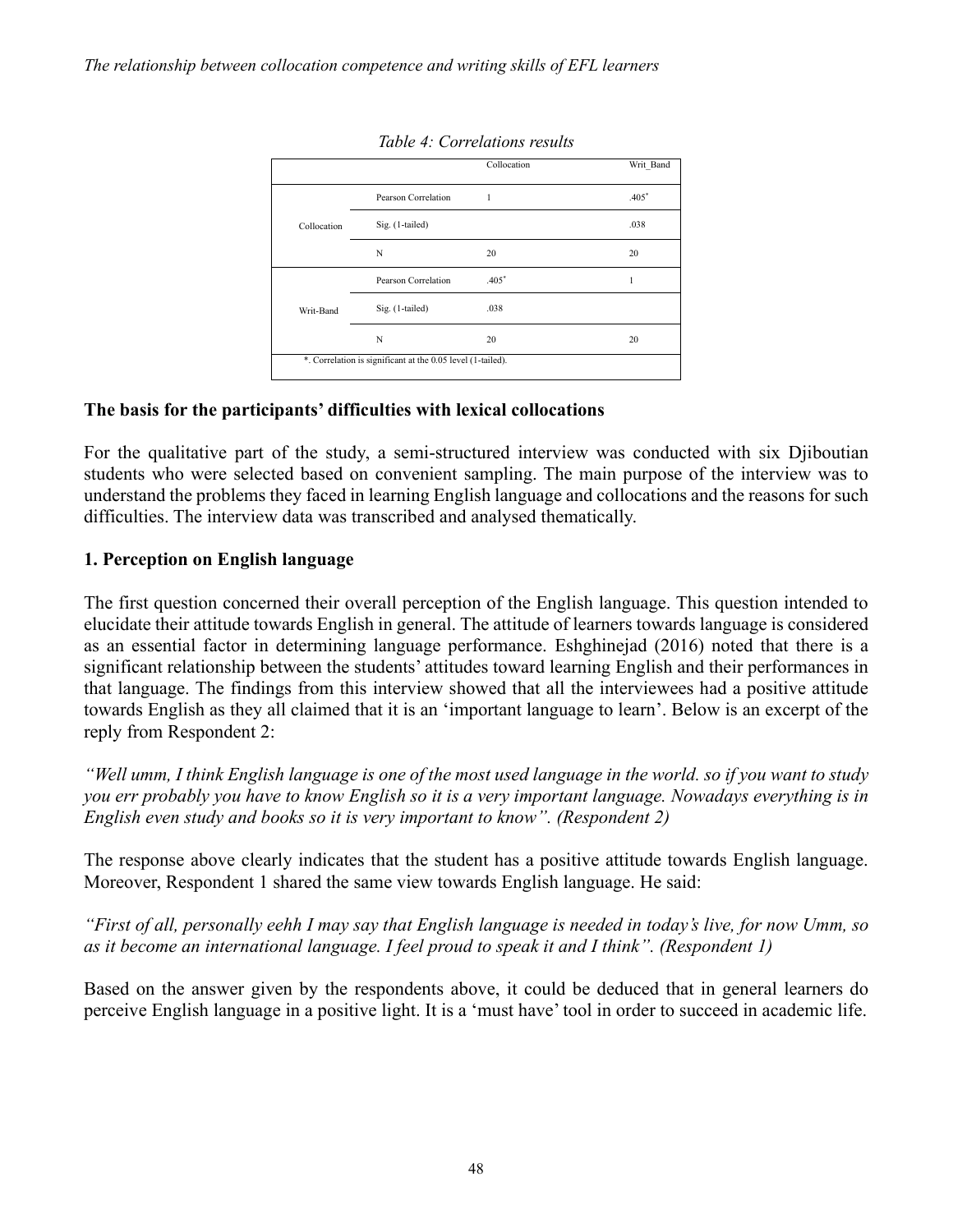*Table 4: Correlations results*

| | | Collocation | Writ_Band |
|---|---|---|---|
| Collocation | Pearson Correlation | 1 | .405* |
| | Sig. (1-tailed) | | .038 |
| | N | 20 | 20 |
| Writ-Band | Pearson Correlation | .405* | 1 |
| | Sig. (1-tailed) | .038 | |
| | N | 20 | 20 |

*. Correlation is significant at the 0.05 level (1-tailed).

## The basis for the participants' difficulties with lexical collocations

For the qualitative part of the study, a semi-structured interview was conducted with six Djiboutian students who were selected based on convenient sampling. The main purpose of the interview was to understand the problems they faced in learning English language and collocations and the reasons for such difficulties. The interview data was transcribed and analysed thematically.

### 1. Perception on English language

The first question concerned their overall perception of the English language. This question intended to elucidate their attitude towards English in general. The attitude of learners towards language is considered as an essential factor in determining language performance. Eshghinejad (2016) noted that there is a significant relationship between the students' attitudes toward learning English and their performances in that language. The findings from this interview showed that all the interviewees had a positive attitude towards English as they all claimed that it is an 'important language to learn'. Below is an excerpt of the reply from Respondent 2:

*"Well umm, I think English language is one of the most used language in the world. so if you want to study you err probably you have to know English so it is a very important language. Nowadays everything is in English even study and books so it is very important to know". (Respondent 2)*

The response above clearly indicates that the student has a positive attitude towards English language. Moreover, Respondent 1 shared the same view towards English language. He said:

*"First of all, personally eehh I may say that English language is needed in today's live, for now Umm, so as it become an international language. I feel proud to speak it and I think". (Respondent 1)*

Based on the answer given by the respondents above, it could be deduced that in general learners do perceive English language in a positive light. It is a 'must have' tool in order to succeed in academic life.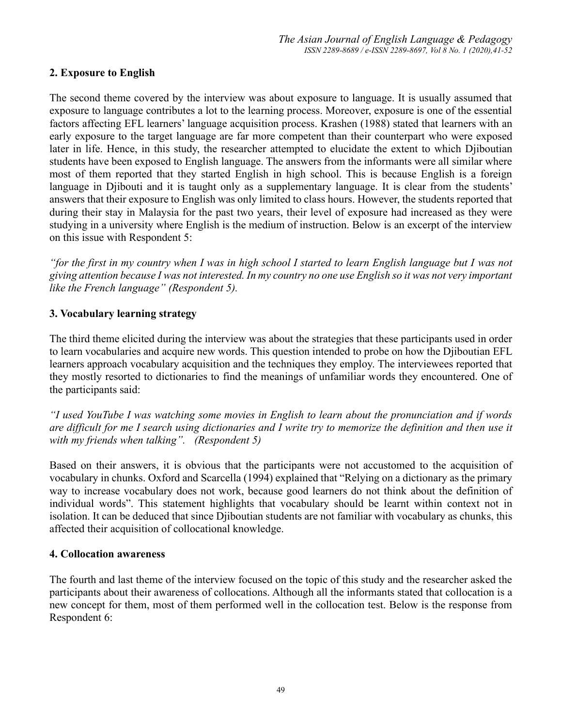**2. Exposure to English**

The second theme covered by the interview was about exposure to language. It is usually assumed that exposure to language contributes a lot to the learning process. Moreover, exposure is one of the essential factors affecting EFL learners' language acquisition process. Krashen (1988) stated that learners with an early exposure to the target language are far more competent than their counterpart who were exposed later in life. Hence, in this study, the researcher attempted to elucidate the extent to which Djiboutian students have been exposed to English language. The answers from the informants were all similar where most of them reported that they started English in high school. This is because English is a foreign language in Djibouti and it is taught only as a supplementary language. It is clear from the students' answers that their exposure to English was only limited to class hours. However, the students reported that during their stay in Malaysia for the past two years, their level of exposure had increased as they were studying in a university where English is the medium of instruction. Below is an excerpt of the interview on this issue with Respondent 5:

*"for the first in my country when I was in high school I started to learn English language but I was not giving attention because I was not interested. In my country no one use English so it was not very important like the French language" (Respondent 5).*

**3. Vocabulary learning strategy**

The third theme elicited during the interview was about the strategies that these participants used in order to learn vocabularies and acquire new words. This question intended to probe on how the Djiboutian EFL learners approach vocabulary acquisition and the techniques they employ. The interviewees reported that they mostly resorted to dictionaries to find the meanings of unfamiliar words they encountered. One of the participants said:

*"I used YouTube I was watching some movies in English to learn about the pronunciation and if words are difficult for me I search using dictionaries and I write try to memorize the definition and then use it with my friends when talking". (Respondent 5)*

Based on their answers, it is obvious that the participants were not accustomed to the acquisition of vocabulary in chunks. Oxford and Scarcella (1994) explained that "Relying on a dictionary as the primary way to increase vocabulary does not work, because good learners do not think about the definition of individual words". This statement highlights that vocabulary should be learnt within context not in isolation. It can be deduced that since Djiboutian students are not familiar with vocabulary as chunks, this affected their acquisition of collocational knowledge.

**4. Collocation awareness**

The fourth and last theme of the interview focused on the topic of this study and the researcher asked the participants about their awareness of collocations. Although all the informants stated that collocation is a new concept for them, most of them performed well in the collocation test. Below is the response from Respondent 6: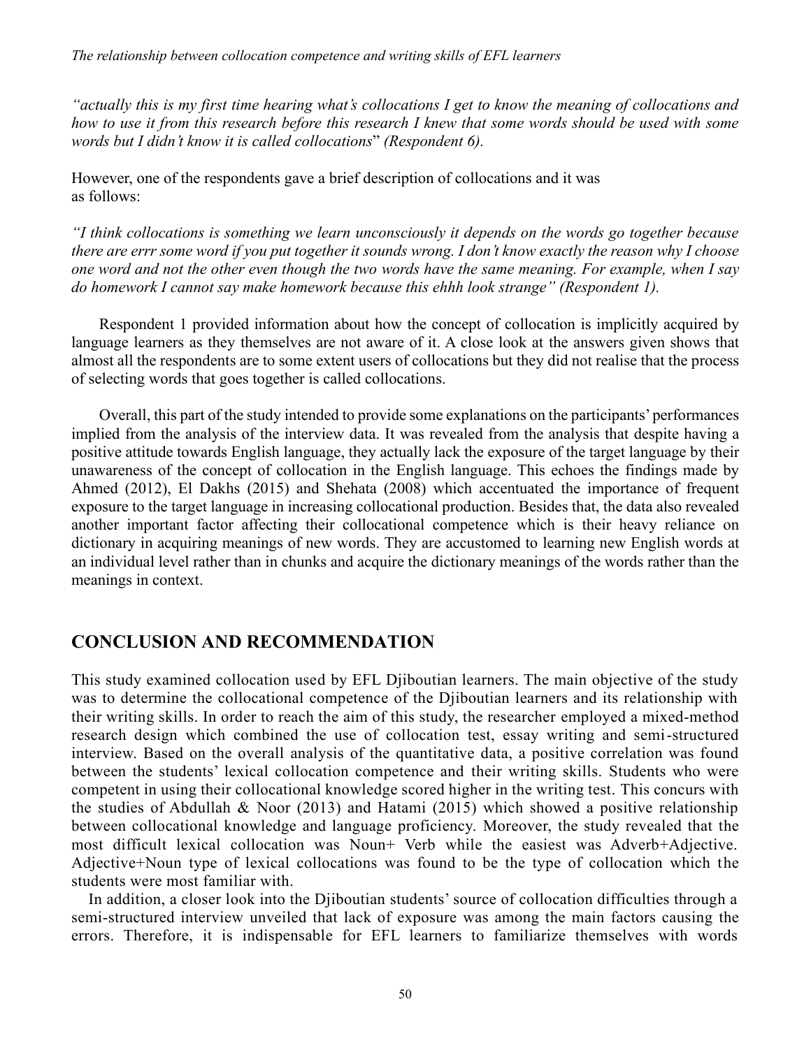*"actually this is my first time hearing what's collocations I get to know the meaning of collocations and how to use it from this research before this research I knew that some words should be used with some words but I didn't know it is called collocations" (Respondent 6).*

However, one of the respondents gave a brief description of collocations and it was as follows:

*"I think collocations is something we learn unconsciously it depends on the words go together because there are errr some word if you put together it sounds wrong. I don't know exactly the reason why I choose one word and not the other even though the two words have the same meaning. For example, when I say do homework I cannot say make homework because this ehhh look strange" (Respondent 1).*

Respondent 1 provided information about how the concept of collocation is implicitly acquired by language learners as they themselves are not aware of it. A close look at the answers given shows that almost all the respondents are to some extent users of collocations but they did not realise that the process of selecting words that goes together is called collocations.

Overall, this part of the study intended to provide some explanations on the participants' performances implied from the analysis of the interview data. It was revealed from the analysis that despite having a positive attitude towards English language, they actually lack the exposure of the target language by their unawareness of the concept of collocation in the English language. This echoes the findings made by Ahmed (2012), El Dakhs (2015) and Shehata (2008) which accentuated the importance of frequent exposure to the target language in increasing collocational production. Besides that, the data also revealed another important factor affecting their collocational competence which is their heavy reliance on dictionary in acquiring meanings of new words. They are accustomed to learning new English words at an individual level rather than in chunks and acquire the dictionary meanings of the words rather than the meanings in context.

## CONCLUSION AND RECOMMENDATION

This study examined collocation used by EFL Djiboutian learners. The main objective of the study was to determine the collocational competence of the Djiboutian learners and its relationship with their writing skills. In order to reach the aim of this study, the researcher employed a mixed-method research design which combined the use of collocation test, essay writing and semi-structured interview. Based on the overall analysis of the quantitative data, a positive correlation was found between the students' lexical collocation competence and their writing skills. Students who were competent in using their collocational knowledge scored higher in the writing test. This concurs with the studies of Abdullah & Noor (2013) and Hatami (2015) which showed a positive relationship between collocational knowledge and language proficiency. Moreover, the study revealed that the most difficult lexical collocation was Noun+ Verb while the easiest was Adverb+Adjective. Adjective+Noun type of lexical collocations was found to be the type of collocation which the students were most familiar with.

In addition, a closer look into the Djiboutian students' source of collocation difficulties through a semi-structured interview unveiled that lack of exposure was among the main factors causing the errors. Therefore, it is indispensable for EFL learners to familiarize themselves with words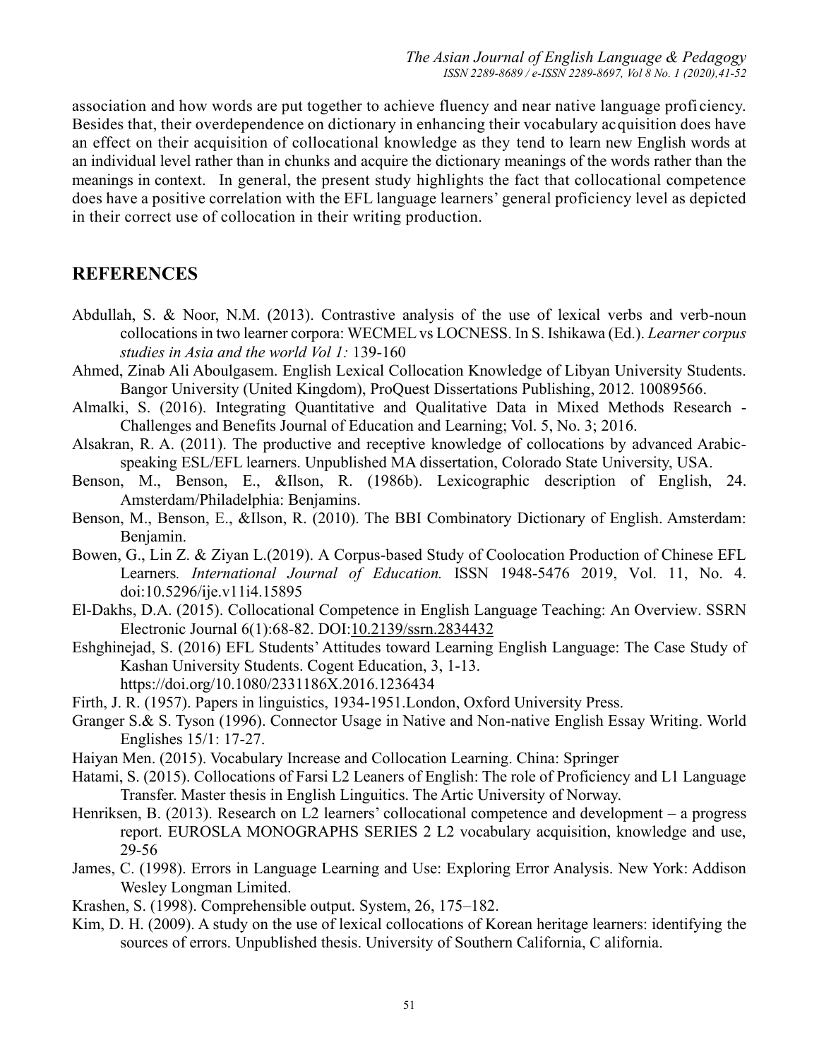association and how words are put together to achieve fluency and near native language proficiency. Besides that, their overdependence on dictionary in enhancing their vocabulary acquisition does have an effect on their acquisition of collocational knowledge as they tend to learn new English words at an individual level rather than in chunks and acquire the dictionary meanings of the words rather than the meanings in context. In general, the present study highlights the fact that collocational competence does have a positive correlation with the EFL language learners' general proficiency level as depicted in their correct use of collocation in their writing production.

## REFERENCES

Abdullah, S. & Noor, N.M. (2013). Contrastive analysis of the use of lexical verbs and verb-noun collocations in two learner corpora: WECMEL vs LOCNESS. In S. Ishikawa (Ed.). *Learner corpus studies in Asia and the world Vol 1:* 139-160

Ahmed, Zinab Ali Aboulgasem. English Lexical Collocation Knowledge of Libyan University Students. Bangor University (United Kingdom), ProQuest Dissertations Publishing, 2012. 10089566.

Almalki, S. (2016). Integrating Quantitative and Qualitative Data in Mixed Methods Research - Challenges and Benefits Journal of Education and Learning; Vol. 5, No. 3; 2016.

Alsakran, R. A. (2011). The productive and receptive knowledge of collocations by advanced Arabic-speaking ESL/EFL learners. Unpublished MA dissertation, Colorado State University, USA.

Benson, M., Benson, E., &Ilson, R. (1986b). Lexicographic description of English, 24. Amsterdam/Philadelphia: Benjamins.

Benson, M., Benson, E., &Ilson, R. (2010). The BBI Combinatory Dictionary of English. Amsterdam: Benjamin.

Bowen, G., Lin Z. & Ziyan L.(2019). A Corpus-based Study of Coolocation Production of Chinese EFL Learners. *International Journal of Education.* ISSN 1948-5476 2019, Vol. 11, No. 4. doi:10.5296/ije.v11i4.15895

El-Dakhs, D.A. (2015). Collocational Competence in English Language Teaching: An Overview. SSRN Electronic Journal 6(1):68-82. DOI:10.2139/ssrn.2834432

Eshghinejad, S. (2016) EFL Students' Attitudes toward Learning English Language: The Case Study of Kashan University Students. Cogent Education, 3, 1-13. https://doi.org/10.1080/2331186X.2016.1236434

Firth, J. R. (1957). Papers in linguistics, 1934-1951.London, Oxford University Press.

Granger S.& S. Tyson (1996). Connector Usage in Native and Non-native English Essay Writing. World Englishes 15/1: 17-27.

Haiyan Men. (2015). Vocabulary Increase and Collocation Learning. China: Springer

Hatami, S. (2015). Collocations of Farsi L2 Leaners of English: The role of Proficiency and L1 Language Transfer. Master thesis in English Linguitics. The Artic University of Norway.

Henriksen, B. (2013). Research on L2 learners' collocational competence and development – a progress report. EUROSLA MONOGRAPHS SERIES 2 L2 vocabulary acquisition, knowledge and use, 29-56

James, C. (1998). Errors in Language Learning and Use: Exploring Error Analysis. New York: Addison Wesley Longman Limited.

Krashen, S. (1998). Comprehensible output. System, 26, 175–182.

Kim, D. H. (2009). A study on the use of lexical collocations of Korean heritage learners: identifying the sources of errors. Unpublished thesis. University of Southern California, C alifornia.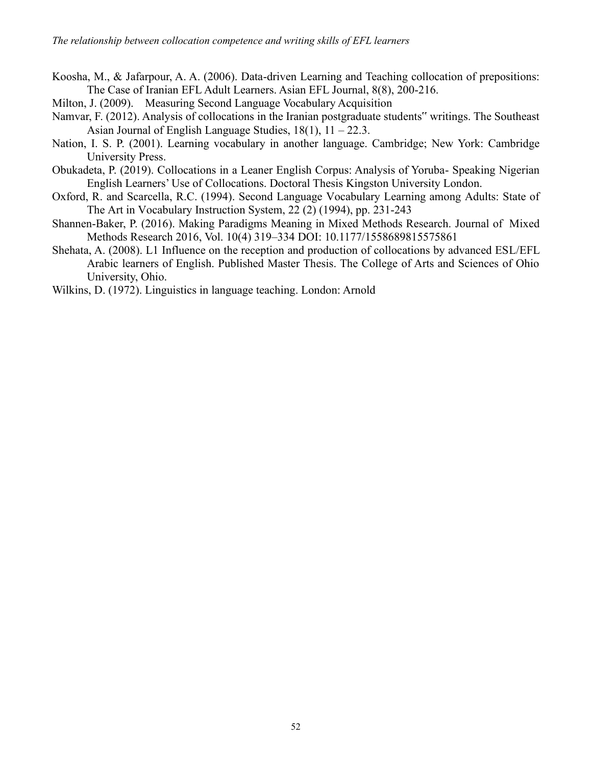Koosha, M., & Jafarpour, A. A. (2006). Data-driven Learning and Teaching collocation of prepositions: The Case of Iranian EFL Adult Learners. Asian EFL Journal, 8(8), 200-216.

Milton, J. (2009).  Measuring Second Language Vocabulary Acquisition

Namvar, F. (2012). Analysis of collocations in the Iranian postgraduate students" writings. The Southeast Asian Journal of English Language Studies, 18(1), 11 – 22.3.

Nation, I. S. P. (2001). Learning vocabulary in another language. Cambridge; New York: Cambridge University Press.

Obukadeta, P. (2019). Collocations in a Leaner English Corpus: Analysis of Yoruba- Speaking Nigerian English Learners' Use of Collocations. Doctoral Thesis Kingston University London.

Oxford, R. and Scarcella, R.C. (1994). Second Language Vocabulary Learning among Adults: State of The Art in Vocabulary Instruction System, 22 (2) (1994), pp. 231-243

Shannen-Baker, P. (2016). Making Paradigms Meaning in Mixed Methods Research. Journal of  Mixed Methods Research 2016, Vol. 10(4) 319–334 DOI: 10.1177/1558689815575861

Shehata, A. (2008). L1 Influence on the reception and production of collocations by advanced ESL/EFL Arabic learners of English. Published Master Thesis. The College of Arts and Sciences of Ohio University, Ohio.

Wilkins, D. (1972). Linguistics in language teaching. London: Arnold